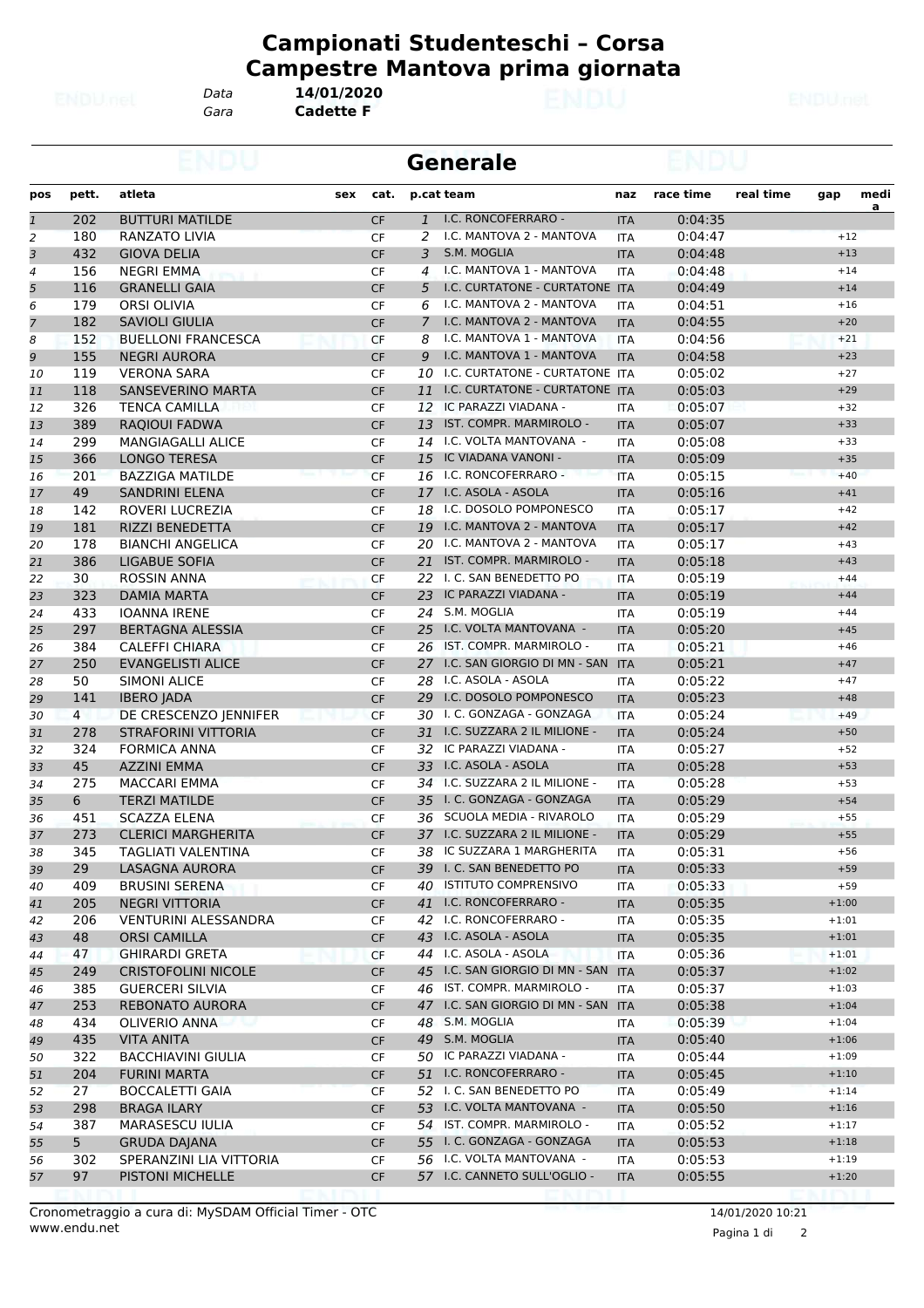# Campionati Studenteschi – Corsa Campestre Mantova prima giornata

*Data* **14/01/2020**
*Gara* **Cadette F**

## Generale

| pos | pett. | atleta | sex | cat. | p.cat | team | naz | race time | real time | gap | media |
|---|---|---|---|---|---|---|---|---|---|---|---|
| 1 | 202 | BUTTURI MATILDE | | CF | 1 | I.C. RONCOFERRARO - | ITA | 0:04:35 | | | |
| 2 | 180 | RANZATO LIVIA | | CF | 2 | I.C. MANTOVA 2 - MANTOVA | ITA | 0:04:47 | | +12 | |
| 3 | 432 | GIOVA DELIA | | CF | 3 | S.M. MOGLIA | ITA | 0:04:48 | | +13 | |
| 4 | 156 | NEGRI EMMA | | CF | 4 | I.C. MANTOVA 1 - MANTOVA | ITA | 0:04:48 | | +14 | |
| 5 | 116 | GRANELLI GAIA | | CF | 5 | I.C. CURTATONE - CURTATONE | ITA | 0:04:49 | | +14 | |
| 6 | 179 | ORSI OLIVIA | | CF | 6 | I.C. MANTOVA 2 - MANTOVA | ITA | 0:04:51 | | +16 | |
| 7 | 182 | SAVIOLI GIULIA | | CF | 7 | I.C. MANTOVA 2 - MANTOVA | ITA | 0:04:55 | | +20 | |
| 8 | 152 | BUELLONI FRANCESCA | | CF | 8 | I.C. MANTOVA 1 - MANTOVA | ITA | 0:04:56 | | +21 | |
| 9 | 155 | NEGRI AURORA | | CF | 9 | I.C. MANTOVA 1 - MANTOVA | ITA | 0:04:58 | | +23 | |
| 10 | 119 | VERONA SARA | | CF | 10 | I.C. CURTATONE - CURTATONE | ITA | 0:05:02 | | +27 | |
| 11 | 118 | SANSEVERINO MARTA | | CF | 11 | I.C. CURTATONE - CURTATONE | ITA | 0:05:03 | | +29 | |
| 12 | 326 | TENCA CAMILLA | | CF | 12 | IC PARAZZI VIADANA - | ITA | 0:05:07 | | +32 | |
| 13 | 389 | RAQIOUI FADWA | | CF | 13 | IST. COMPR. MARMIROLO - | ITA | 0:05:07 | | +33 | |
| 14 | 299 | MANGIAGALLI ALICE | | CF | 14 | I.C. VOLTA MANTOVANA - | ITA | 0:05:08 | | +33 | |
| 15 | 366 | LONGO TERESA | | CF | 15 | IC VIADANA VANONI - | ITA | 0:05:09 | | +35 | |
| 16 | 201 | BAZZIGA MATILDE | | CF | 16 | I.C. RONCOFERRARO - | ITA | 0:05:15 | | +40 | |
| 17 | 49 | SANDRINI ELENA | | CF | 17 | I.C. ASOLA - ASOLA | ITA | 0:05:16 | | +41 | |
| 18 | 142 | ROVERI LUCREZIA | | CF | 18 | I.C. DOSOLO POMPONESCO | ITA | 0:05:17 | | +42 | |
| 19 | 181 | RIZZI BENEDETTA | | CF | 19 | I.C. MANTOVA 2 - MANTOVA | ITA | 0:05:17 | | +42 | |
| 20 | 178 | BIANCHI ANGELICA | | CF | 20 | I.C. MANTOVA 2 - MANTOVA | ITA | 0:05:17 | | +43 | |
| 21 | 386 | LIGABUE SOFIA | | CF | 21 | IST. COMPR. MARMIROLO - | ITA | 0:05:18 | | +43 | |
| 22 | 30 | ROSSIN ANNA | | CF | 22 | I. C. SAN BENEDETTO PO | ITA | 0:05:19 | | +44 | |
| 23 | 323 | DAMIA MARTA | | CF | 23 | IC PARAZZI VIADANA - | ITA | 0:05:19 | | +44 | |
| 24 | 433 | IOANNA IRENE | | CF | 24 | S.M. MOGLIA | ITA | 0:05:19 | | +44 | |
| 25 | 297 | BERTAGNA ALESSIA | | CF | 25 | I.C. VOLTA MANTOVANA - | ITA | 0:05:20 | | +45 | |
| 26 | 384 | CALEFFI CHIARA | | CF | 26 | IST. COMPR. MARMIROLO - | ITA | 0:05:21 | | +46 | |
| 27 | 250 | EVANGELISTI ALICE | | CF | 27 | I.C. SAN GIORGIO DI MN - SAN | ITA | 0:05:21 | | +47 | |
| 28 | 50 | SIMONI ALICE | | CF | 28 | I.C. ASOLA - ASOLA | ITA | 0:05:22 | | +47 | |
| 29 | 141 | IBERO JADA | | CF | 29 | I.C. DOSOLO POMPONESCO | ITA | 0:05:23 | | +48 | |
| 30 | 4 | DE CRESCENZO JENNIFER | | CF | 30 | I. C. GONZAGA - GONZAGA | ITA | 0:05:24 | | +49 | |
| 31 | 278 | STRAFORINI VITTORIA | | CF | 31 | I.C. SUZZARA 2 IL MILIONE - | ITA | 0:05:24 | | +50 | |
| 32 | 324 | FORMICA ANNA | | CF | 32 | IC PARAZZI VIADANA - | ITA | 0:05:27 | | +52 | |
| 33 | 45 | AZZINI EMMA | | CF | 33 | I.C. ASOLA - ASOLA | ITA | 0:05:28 | | +53 | |
| 34 | 275 | MACCARI EMMA | | CF | 34 | I.C. SUZZARA 2 IL MILIONE - | ITA | 0:05:28 | | +53 | |
| 35 | 6 | TERZI MATILDE | | CF | 35 | I. C. GONZAGA - GONZAGA | ITA | 0:05:29 | | +54 | |
| 36 | 451 | SCAZZA ELENA | | CF | 36 | SCUOLA MEDIA - RIVAROLO | ITA | 0:05:29 | | +55 | |
| 37 | 273 | CLERICI MARGHERITA | | CF | 37 | I.C. SUZZARA 2 IL MILIONE - | ITA | 0:05:29 | | +55 | |
| 38 | 345 | TAGLIATI VALENTINA | | CF | 38 | IC SUZZARA 1 MARGHERITA | ITA | 0:05:31 | | +56 | |
| 39 | 29 | LASAGNA AURORA | | CF | 39 | I. C. SAN BENEDETTO PO | ITA | 0:05:33 | | +59 | |
| 40 | 409 | BRUSINI SERENA | | CF | 40 | ISTITUTO COMPRENSIVO | ITA | 0:05:33 | | +59 | |
| 41 | 205 | NEGRI VITTORIA | | CF | 41 | I.C. RONCOFERRARO - | ITA | 0:05:35 | | +1:00 | |
| 42 | 206 | VENTURINI ALESSANDRA | | CF | 42 | I.C. RONCOFERRARO - | ITA | 0:05:35 | | +1:01 | |
| 43 | 48 | ORSI CAMILLA | | CF | 43 | I.C. ASOLA - ASOLA | ITA | 0:05:35 | | +1:01 | |
| 44 | 47 | GHIRARDI GRETA | | CF | 44 | I.C. ASOLA - ASOLA | ITA | 0:05:36 | | +1:01 | |
| 45 | 249 | CRISTOFOLINI NICOLE | | CF | 45 | I.C. SAN GIORGIO DI MN - SAN | ITA | 0:05:37 | | +1:02 | |
| 46 | 385 | GUERCERI SILVIA | | CF | 46 | IST. COMPR. MARMIROLO - | ITA | 0:05:37 | | +1:03 | |
| 47 | 253 | REBONATO AURORA | | CF | 47 | I.C. SAN GIORGIO DI MN - SAN | ITA | 0:05:38 | | +1:04 | |
| 48 | 434 | OLIVERIO ANNA | | CF | 48 | S.M. MOGLIA | ITA | 0:05:39 | | +1:04 | |
| 49 | 435 | VITA ANITA | | CF | 49 | S.M. MOGLIA | ITA | 0:05:40 | | +1:06 | |
| 50 | 322 | BACCHIAVINI GIULIA | | CF | 50 | IC PARAZZI VIADANA - | ITA | 0:05:44 | | +1:09 | |
| 51 | 204 | FURINI MARTA | | CF | 51 | I.C. RONCOFERRARO - | ITA | 0:05:45 | | +1:10 | |
| 52 | 27 | BOCCALETTI GAIA | | CF | 52 | I. C. SAN BENEDETTO PO | ITA | 0:05:49 | | +1:14 | |
| 53 | 298 | BRAGA ILARY | | CF | 53 | I.C. VOLTA MANTOVANA - | ITA | 0:05:50 | | +1:16 | |
| 54 | 387 | MARASESCU IULIA | | CF | 54 | IST. COMPR. MARMIROLO - | ITA | 0:05:52 | | +1:17 | |
| 55 | 5 | GRUDA DAJANA | | CF | 55 | I. C. GONZAGA - GONZAGA | ITA | 0:05:53 | | +1:18 | |
| 56 | 302 | SPERANZINI LIA VITTORIA | | CF | 56 | I.C. VOLTA MANTOVANA - | ITA | 0:05:53 | | +1:19 | |
| 57 | 97 | PISTONI MICHELLE | | CF | 57 | I.C. CANNETO SULL'OGLIO - | ITA | 0:05:55 | | +1:20 | |

Cronometraggio a cura di: MySDAM Official Timer - OTC
www.endu.net

14/01/2020 10:21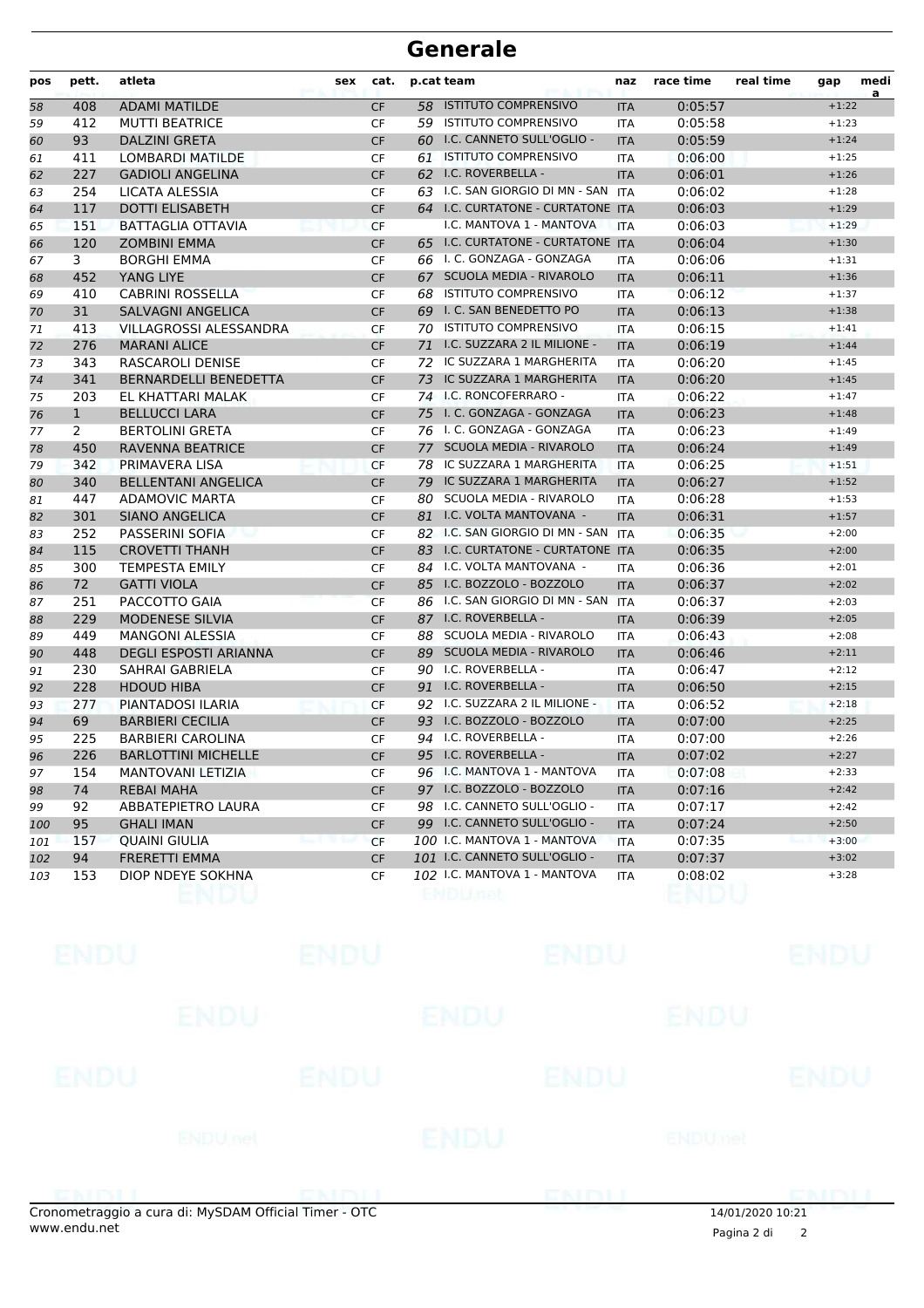# Generale

| pos | pett. | atleta | sex | cat. | p.cat | team | naz | race time | real time | gap | medi a |
|---|---|---|---|---|---|---|---|---|---|---|---|
| 58 | 408 | ADAMI MATILDE | | CF | 58 | ISTITUTO COMPRENSIVO | ITA | 0:05:57 | | +1:22 | |
| 59 | 412 | MUTTI BEATRICE | | CF | 59 | ISTITUTO COMPRENSIVO | ITA | 0:05:58 | | +1:23 | |
| 60 | 93 | DALZINI GRETA | | CF | 60 | I.C. CANNETO SULL'OGLIO - | ITA | 0:05:59 | | +1:24 | |
| 61 | 411 | LOMBARDI MATILDE | | CF | 61 | ISTITUTO COMPRENSIVO | ITA | 0:06:00 | | +1:25 | |
| 62 | 227 | GADIOLI ANGELINA | | CF | 62 | I.C. ROVERBELLA - | ITA | 0:06:01 | | +1:26 | |
| 63 | 254 | LICATA ALESSIA | | CF | 63 | I.C. SAN GIORGIO DI MN - SAN | ITA | 0:06:02 | | +1:28 | |
| 64 | 117 | DOTTI ELISABETH | | CF | 64 | I.C. CURTATONE - CURTATONE | ITA | 0:06:03 | | +1:29 | |
| 65 | 151 | BATTAGLIA OTTAVIA | | CF | | I.C. MANTOVA 1 - MANTOVA | ITA | 0:06:03 | | +1:29 | |
| 66 | 120 | ZOMBINI EMMA | | CF | 65 | I.C. CURTATONE - CURTATONE | ITA | 0:06:04 | | +1:30 | |
| 67 | 3 | BORGHI EMMA | | CF | 66 | I. C. GONZAGA - GONZAGA | ITA | 0:06:06 | | +1:31 | |
| 68 | 452 | YANG LIYE | | CF | 67 | SCUOLA MEDIA - RIVAROLO | ITA | 0:06:11 | | +1:36 | |
| 69 | 410 | CABRINI ROSSELLA | | CF | 68 | ISTITUTO COMPRENSIVO | ITA | 0:06:12 | | +1:37 | |
| 70 | 31 | SALVAGNI ANGELICA | | CF | 69 | I. C. SAN BENEDETTO PO | ITA | 0:06:13 | | +1:38 | |
| 71 | 413 | VILLAGROSSI ALESSANDRA | | CF | 70 | ISTITUTO COMPRENSIVO | ITA | 0:06:15 | | +1:41 | |
| 72 | 276 | MARANI ALICE | | CF | 71 | I.C. SUZZARA 2 IL MILIONE - | ITA | 0:06:19 | | +1:44 | |
| 73 | 343 | RASCAROLI DENISE | | CF | 72 | IC SUZZARA 1 MARGHERITA | ITA | 0:06:20 | | +1:45 | |
| 74 | 341 | BERNARDELLI BENEDETTA | | CF | 73 | IC SUZZARA 1 MARGHERITA | ITA | 0:06:20 | | +1:45 | |
| 75 | 203 | EL KHATTARI MALAK | | CF | 74 | I.C. RONCOFERRARO - | ITA | 0:06:22 | | +1:47 | |
| 76 | 1 | BELLUCCI LARA | | CF | 75 | I. C. GONZAGA - GONZAGA | ITA | 0:06:23 | | +1:48 | |
| 77 | 2 | BERTOLINI GRETA | | CF | 76 | I. C. GONZAGA - GONZAGA | ITA | 0:06:23 | | +1:49 | |
| 78 | 450 | RAVENNA BEATRICE | | CF | 77 | SCUOLA MEDIA - RIVAROLO | ITA | 0:06:24 | | +1:49 | |
| 79 | 342 | PRIMAVERA LISA | | CF | 78 | IC SUZZARA 1 MARGHERITA | ITA | 0:06:25 | | +1:51 | |
| 80 | 340 | BELLENTANI ANGELICA | | CF | 79 | IC SUZZARA 1 MARGHERITA | ITA | 0:06:27 | | +1:52 | |
| 81 | 447 | ADAMOVIC MARTA | | CF | 80 | SCUOLA MEDIA - RIVAROLO | ITA | 0:06:28 | | +1:53 | |
| 82 | 301 | SIANO ANGELICA | | CF | 81 | I.C. VOLTA MANTOVANA - | ITA | 0:06:31 | | +1:57 | |
| 83 | 252 | PASSERINI SOFIA | | CF | 82 | I.C. SAN GIORGIO DI MN - SAN | ITA | 0:06:35 | | +2:00 | |
| 84 | 115 | CROVETTI THANH | | CF | 83 | I.C. CURTATONE - CURTATONE | ITA | 0:06:35 | | +2:00 | |
| 85 | 300 | TEMPESTA EMILY | | CF | 84 | I.C. VOLTA MANTOVANA - | ITA | 0:06:36 | | +2:01 | |
| 86 | 72 | GATTI VIOLA | | CF | 85 | I.C. BOZZOLO - BOZZOLO | ITA | 0:06:37 | | +2:02 | |
| 87 | 251 | PACCOTTO GAIA | | CF | 86 | I.C. SAN GIORGIO DI MN - SAN | ITA | 0:06:37 | | +2:03 | |
| 88 | 229 | MODENESE SILVIA | | CF | 87 | I.C. ROVERBELLA - | ITA | 0:06:39 | | +2:05 | |
| 89 | 449 | MANGONI ALESSIA | | CF | 88 | SCUOLA MEDIA - RIVAROLO | ITA | 0:06:43 | | +2:08 | |
| 90 | 448 | DEGLI ESPOSTI ARIANNA | | CF | 89 | SCUOLA MEDIA - RIVAROLO | ITA | 0:06:46 | | +2:11 | |
| 91 | 230 | SAHRAI GABRIELA | | CF | 90 | I.C. ROVERBELLA - | ITA | 0:06:47 | | +2:12 | |
| 92 | 228 | HDOUD HIBA | | CF | 91 | I.C. ROVERBELLA - | ITA | 0:06:50 | | +2:15 | |
| 93 | 277 | PIANTADOSI ILARIA | | CF | 92 | I.C. SUZZARA 2 IL MILIONE - | ITA | 0:06:52 | | +2:18 | |
| 94 | 69 | BARBIERI CECILIA | | CF | 93 | I.C. BOZZOLO - BOZZOLO | ITA | 0:07:00 | | +2:25 | |
| 95 | 225 | BARBIERI CAROLINA | | CF | 94 | I.C. ROVERBELLA - | ITA | 0:07:00 | | +2:26 | |
| 96 | 226 | BARLOTTINI MICHELLE | | CF | 95 | I.C. ROVERBELLA - | ITA | 0:07:02 | | +2:27 | |
| 97 | 154 | MANTOVANI LETIZIA | | CF | 96 | I.C. MANTOVA 1 - MANTOVA | ITA | 0:07:08 | | +2:33 | |
| 98 | 74 | REBAI MAHA | | CF | 97 | I.C. BOZZOLO - BOZZOLO | ITA | 0:07:16 | | +2:42 | |
| 99 | 92 | ABBATEPIETRO LAURA | | CF | 98 | I.C. CANNETO SULL'OGLIO - | ITA | 0:07:17 | | +2:42 | |
| 100 | 95 | GHALI IMAN | | CF | 99 | I.C. CANNETO SULL'OGLIO - | ITA | 0:07:24 | | +2:50 | |
| 101 | 157 | QUAINI GIULIA | | CF | 100 | I.C. MANTOVA 1 - MANTOVA | ITA | 0:07:35 | | +3:00 | |
| 102 | 94 | FRERETTI EMMA | | CF | 101 | I.C. CANNETO SULL'OGLIO - | ITA | 0:07:37 | | +3:02 | |
| 103 | 153 | DIOP NDEYE SOKHNA | | CF | 102 | I.C. MANTOVA 1 - MANTOVA | ITA | 0:08:02 | | +3:28 | |

Cronometraggio a cura di: MySDAM Official Timer - OTC
www.endu.net

14/01/2020 10:21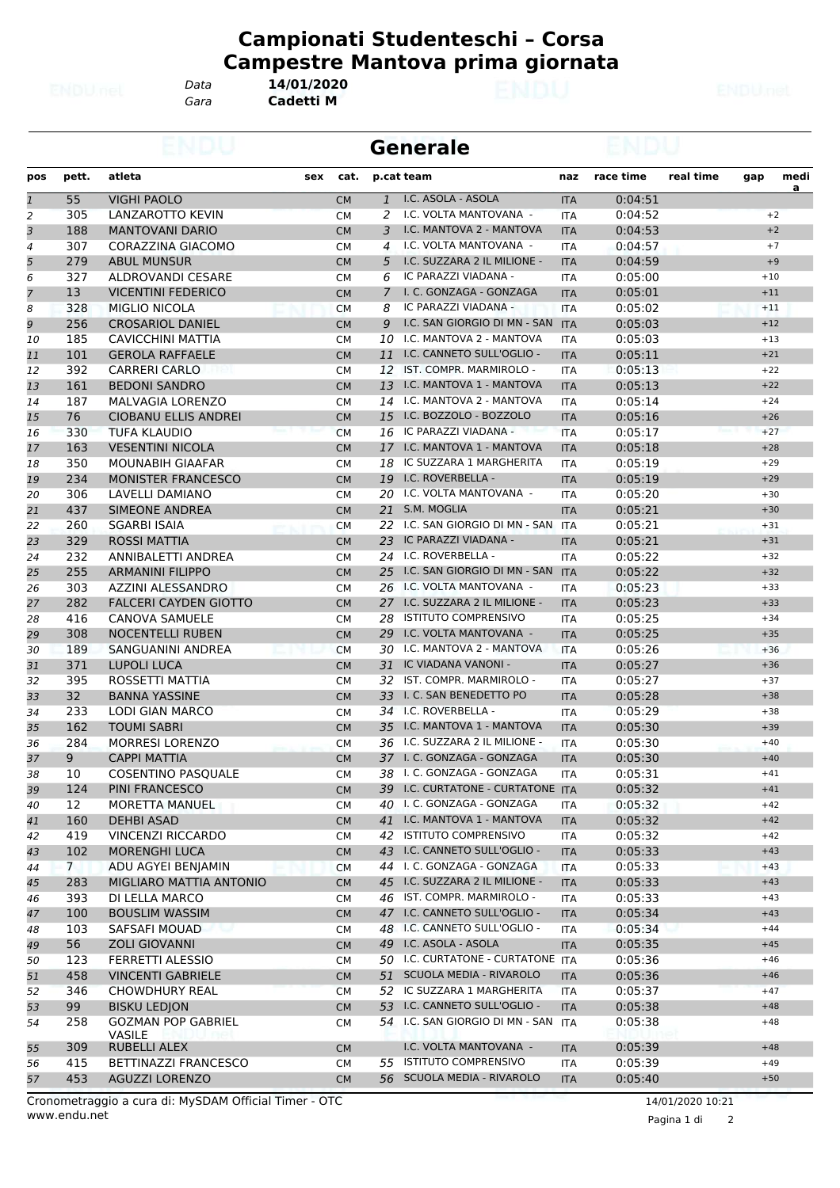# Campionati Studenteschi – Corsa Campestre Mantova prima giornata

Data **14/01/2020**
Gara **Cadetti M**

## Generale

| pos | pett. | atleta | sex | cat. | p.cat | team | naz | race time | real time | gap | media |
|---|---|---|---|---|---|---|---|---|---|---|---|
| 1 | 55 | VIGHI PAOLO | | CM | 1 | I.C. ASOLA - ASOLA | ITA | 0:04:51 | | | |
| 2 | 305 | LANZAROTTO KEVIN | | CM | 2 | I.C. VOLTA MANTOVANA - | ITA | 0:04:52 | | +2 | |
| 3 | 188 | MANTOVANI DARIO | | CM | 3 | I.C. MANTOVA 2 - MANTOVA | ITA | 0:04:53 | | +2 | |
| 4 | 307 | CORAZZINA GIACOMO | | CM | 4 | I.C. VOLTA MANTOVANA - | ITA | 0:04:57 | | +7 | |
| 5 | 279 | ABUL MUNSUR | | CM | 5 | I.C. SUZZARA 2 IL MILIONE - | ITA | 0:04:59 | | +9 | |
| 6 | 327 | ALDROVANDI CESARE | | CM | 6 | IC PARAZZI VIADANA - | ITA | 0:05:00 | | +10 | |
| 7 | 13 | VICENTINI FEDERICO | | CM | 7 | I. C. GONZAGA - GONZAGA | ITA | 0:05:01 | | +11 | |
| 8 | 328 | MIGLIO NICOLA | | CM | 8 | IC PARAZZI VIADANA - | ITA | 0:05:02 | | +11 | |
| 9 | 256 | CROSARIOL DANIEL | | CM | 9 | I.C. SAN GIORGIO DI MN - SAN | ITA | 0:05:03 | | +12 | |
| 10 | 185 | CAVICCHINI MATTIA | | CM | 10 | I.C. MANTOVA 2 - MANTOVA | ITA | 0:05:03 | | +13 | |
| 11 | 101 | GEROLA RAFFAELE | | CM | 11 | I.C. CANNETO SULL'OGLIO - | ITA | 0:05:11 | | +21 | |
| 12 | 392 | CARRERI CARLO | | CM | 12 | IST. COMPR. MARMIROLO - | ITA | 0:05:13 | | +22 | |
| 13 | 161 | BEDONI SANDRO | | CM | 13 | I.C. MANTOVA 1 - MANTOVA | ITA | 0:05:13 | | +22 | |
| 14 | 187 | MALVAGIA LORENZO | | CM | 14 | I.C. MANTOVA 2 - MANTOVA | ITA | 0:05:14 | | +24 | |
| 15 | 76 | CIOBANU ELLIS ANDREI | | CM | 15 | I.C. BOZZOLO - BOZZOLO | ITA | 0:05:16 | | +26 | |
| 16 | 330 | TUFA KLAUDIO | | CM | 16 | IC PARAZZI VIADANA - | ITA | 0:05:17 | | +27 | |
| 17 | 163 | VESENTINI NICOLA | | CM | 17 | I.C. MANTOVA 1 - MANTOVA | ITA | 0:05:18 | | +28 | |
| 18 | 350 | MOUNABIH GIAAFAR | | CM | 18 | IC SUZZARA 1 MARGHERITA | ITA | 0:05:19 | | +29 | |
| 19 | 234 | MONISTER FRANCESCO | | CM | 19 | I.C. ROVERBELLA - | ITA | 0:05:19 | | +29 | |
| 20 | 306 | LAVELLI DAMIANO | | CM | 20 | I.C. VOLTA MANTOVANA - | ITA | 0:05:20 | | +30 | |
| 21 | 437 | SIMEONE ANDREA | | CM | 21 | S.M. MOGLIA | ITA | 0:05:21 | | +30 | |
| 22 | 260 | SGARBI ISAIA | | CM | 22 | I.C. SAN GIORGIO DI MN - SAN | ITA | 0:05:21 | | +31 | |
| 23 | 329 | ROSSI MATTIA | | CM | 23 | IC PARAZZI VIADANA - | ITA | 0:05:21 | | +31 | |
| 24 | 232 | ANNIBALETTI ANDREA | | CM | 24 | I.C. ROVERBELLA - | ITA | 0:05:22 | | +32 | |
| 25 | 255 | ARMANINI FILIPPO | | CM | 25 | I.C. SAN GIORGIO DI MN - SAN | ITA | 0:05:22 | | +32 | |
| 26 | 303 | AZZINI ALESSANDRO | | CM | 26 | I.C. VOLTA MANTOVANA - | ITA | 0:05:23 | | +33 | |
| 27 | 282 | FALCERI CAYDEN GIOTTO | | CM | 27 | I.C. SUZZARA 2 IL MILIONE - | ITA | 0:05:23 | | +33 | |
| 28 | 416 | CANOVA SAMUELE | | CM | 28 | ISTITUTO COMPRENSIVO | ITA | 0:05:25 | | +34 | |
| 29 | 308 | NOCENTELLI RUBEN | | CM | 29 | I.C. VOLTA MANTOVANA - | ITA | 0:05:25 | | +35 | |
| 30 | 189 | SANGUANINI ANDREA | | CM | 30 | I.C. MANTOVA 2 - MANTOVA | ITA | 0:05:26 | | +36 | |
| 31 | 371 | LUPOLI LUCA | | CM | 31 | IC VIADANA VANONI - | ITA | 0:05:27 | | +36 | |
| 32 | 395 | ROSSETTI MATTIA | | CM | 32 | IST. COMPR. MARMIROLO - | ITA | 0:05:27 | | +37 | |
| 33 | 32 | BANNA YASSINE | | CM | 33 | I. C. SAN BENEDETTO PO | ITA | 0:05:28 | | +38 | |
| 34 | 233 | LODI GIAN MARCO | | CM | 34 | I.C. ROVERBELLA - | ITA | 0:05:29 | | +38 | |
| 35 | 162 | TOUMI SABRI | | CM | 35 | I.C. MANTOVA 1 - MANTOVA | ITA | 0:05:30 | | +39 | |
| 36 | 284 | MORRESI LORENZO | | CM | 36 | I.C. SUZZARA 2 IL MILIONE - | ITA | 0:05:30 | | +40 | |
| 37 | 9 | CAPPI MATTIA | | CM | 37 | I. C. GONZAGA - GONZAGA | ITA | 0:05:30 | | +40 | |
| 38 | 10 | COSENTINO PASQUALE | | CM | 38 | I. C. GONZAGA - GONZAGA | ITA | 0:05:31 | | +41 | |
| 39 | 124 | PINI FRANCESCO | | CM | 39 | I.C. CURTATONE - CURTATONE | ITA | 0:05:32 | | +41 | |
| 40 | 12 | MORETTA MANUEL | | CM | 40 | I. C. GONZAGA - GONZAGA | ITA | 0:05:32 | | +42 | |
| 41 | 160 | DEHBI ASAD | | CM | 41 | I.C. MANTOVA 1 - MANTOVA | ITA | 0:05:32 | | +42 | |
| 42 | 419 | VINCENZI RICCARDO | | CM | 42 | ISTITUTO COMPRENSIVO | ITA | 0:05:32 | | +42 | |
| 43 | 102 | MORENGHI LUCA | | CM | 43 | I.C. CANNETO SULL'OGLIO - | ITA | 0:05:33 | | +43 | |
| 44 | 7 | ADU AGYEI BENJAMIN | | CM | 44 | I. C. GONZAGA - GONZAGA | ITA | 0:05:33 | | +43 | |
| 45 | 283 | MIGLIARO MATTIA ANTONIO | | CM | 45 | I.C. SUZZARA 2 IL MILIONE - | ITA | 0:05:33 | | +43 | |
| 46 | 393 | DI LELLA MARCO | | CM | 46 | IST. COMPR. MARMIROLO - | ITA | 0:05:33 | | +43 | |
| 47 | 100 | BOUSLIM WASSIM | | CM | 47 | I.C. CANNETO SULL'OGLIO - | ITA | 0:05:34 | | +43 | |
| 48 | 103 | SAFSAFI MOUAD | | CM | 48 | I.C. CANNETO SULL'OGLIO - | ITA | 0:05:34 | | +44 | |
| 49 | 56 | ZOLI GIOVANNI | | CM | 49 | I.C. ASOLA - ASOLA | ITA | 0:05:35 | | +45 | |
| 50 | 123 | FERRETTI ALESSIO | | CM | 50 | I.C. CURTATONE - CURTATONE | ITA | 0:05:36 | | +46 | |
| 51 | 458 | VINCENTI GABRIELE | | CM | 51 | SCUOLA MEDIA - RIVAROLO | ITA | 0:05:36 | | +46 | |
| 52 | 346 | CHOWDHURY REAL | | CM | 52 | IC SUZZARA 1 MARGHERITA | ITA | 0:05:37 | | +47 | |
| 53 | 99 | BISKU LEDJON | | CM | 53 | I.C. CANNETO SULL'OGLIO - | ITA | 0:05:38 | | +48 | |
| 54 | 258 | GOZMAN POP GABRIEL VASILE | | CM | 54 | I.C. SAN GIORGIO DI MN - SAN | ITA | 0:05:38 | | +48 | |
| 55 | 309 | RUBELLI ALEX | | CM | | I.C. VOLTA MANTOVANA - | ITA | 0:05:39 | | +48 | |
| 56 | 415 | BETTINAZZI FRANCESCO | | CM | 55 | ISTITUTO COMPRENSIVO | ITA | 0:05:39 | | +49 | |
| 57 | 453 | AGUZZI LORENZO | | CM | 56 | SCUOLA MEDIA - RIVAROLO | ITA | 0:05:40 | | +50 | |

Cronometraggio a cura di: MySDAM Official Timer - OTC
www.endu.net
14/01/2020 10:21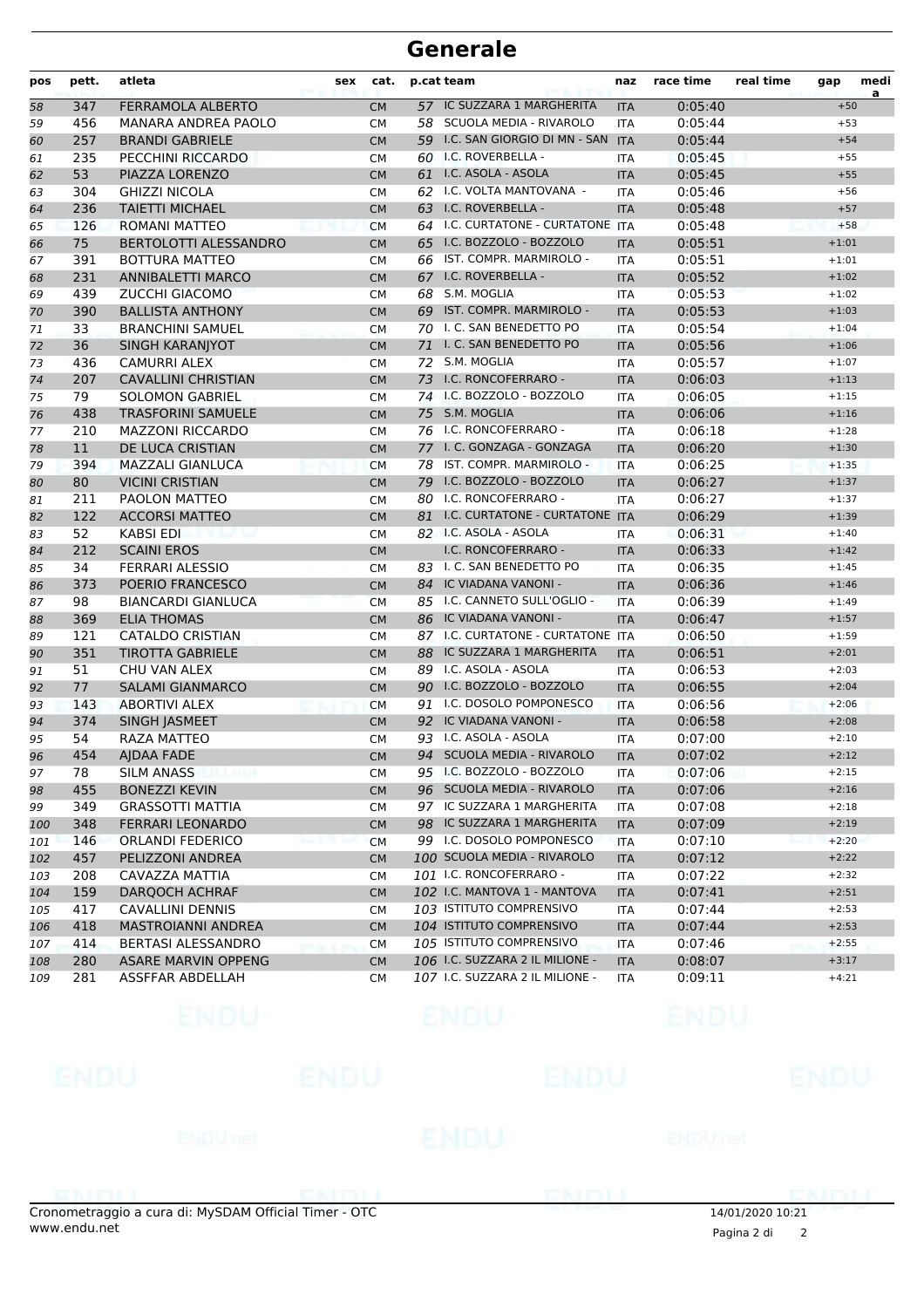# Generale

| pos | pett. | atleta | sex | cat. | p.cat | team | naz | race time | real time | gap | media |
|---|---|---|---|---|---|---|---|---|---|---|---|
| 58 | 347 | FERRAMOLA ALBERTO | | CM | 57 | IC SUZZARA 1 MARGHERITA | ITA | 0:05:40 | | +50 | |
| 59 | 456 | MANARA ANDREA PAOLO | | CM | 58 | SCUOLA MEDIA - RIVAROLO | ITA | 0:05:44 | | +53 | |
| 60 | 257 | BRANDI GABRIELE | | CM | 59 | I.C. SAN GIORGIO DI MN - SAN | ITA | 0:05:44 | | +54 | |
| 61 | 235 | PECCHINI RICCARDO | | CM | 60 | I.C. ROVERBELLA - | ITA | 0:05:45 | | +55 | |
| 62 | 53 | PIAZZA LORENZO | | CM | 61 | I.C. ASOLA - ASOLA | ITA | 0:05:45 | | +55 | |
| 63 | 304 | GHIZZI NICOLA | | CM | 62 | I.C. VOLTA MANTOVANA - | ITA | 0:05:46 | | +56 | |
| 64 | 236 | TAIETTI MICHAEL | | CM | 63 | I.C. ROVERBELLA - | ITA | 0:05:48 | | +57 | |
| 65 | 126 | ROMANI MATTEO | | CM | 64 | I.C. CURTATONE - CURTATONE | ITA | 0:05:48 | | +58 | |
| 66 | 75 | BERTOLOTTI ALESSANDRO | | CM | 65 | I.C. BOZZOLO - BOZZOLO | ITA | 0:05:51 | | +1:01 | |
| 67 | 391 | BOTTURA MATTEO | | CM | 66 | IST. COMPR. MARMIROLO - | ITA | 0:05:51 | | +1:01 | |
| 68 | 231 | ANNIBALETTI MARCO | | CM | 67 | I.C. ROVERBELLA - | ITA | 0:05:52 | | +1:02 | |
| 69 | 439 | ZUCCHI GIACOMO | | CM | 68 | S.M. MOGLIA | ITA | 0:05:53 | | +1:02 | |
| 70 | 390 | BALLISTA ANTHONY | | CM | 69 | IST. COMPR. MARMIROLO - | ITA | 0:05:53 | | +1:03 | |
| 71 | 33 | BRANCHINI SAMUEL | | CM | 70 | I. C. SAN BENEDETTO PO | ITA | 0:05:54 | | +1:04 | |
| 72 | 36 | SINGH KARANJYOT | | CM | 71 | I. C. SAN BENEDETTO PO | ITA | 0:05:56 | | +1:06 | |
| 73 | 436 | CAMURRI ALEX | | CM | 72 | S.M. MOGLIA | ITA | 0:05:57 | | +1:07 | |
| 74 | 207 | CAVALLINI CHRISTIAN | | CM | 73 | I.C. RONCOFERRARO - | ITA | 0:06:03 | | +1:13 | |
| 75 | 79 | SOLOMON GABRIEL | | CM | 74 | I.C. BOZZOLO - BOZZOLO | ITA | 0:06:05 | | +1:15 | |
| 76 | 438 | TRASFORINI SAMUELE | | CM | 75 | S.M. MOGLIA | ITA | 0:06:06 | | +1:16 | |
| 77 | 210 | MAZZONI RICCARDO | | CM | 76 | I.C. RONCOFERRARO - | ITA | 0:06:18 | | +1:28 | |
| 78 | 11 | DE LUCA CRISTIAN | | CM | 77 | I. C. GONZAGA - GONZAGA | ITA | 0:06:20 | | +1:30 | |
| 79 | 394 | MAZZALI GIANLUCA | | CM | 78 | IST. COMPR. MARMIROLO - | ITA | 0:06:25 | | +1:35 | |
| 80 | 80 | VICINI CRISTIAN | | CM | 79 | I.C. BOZZOLO - BOZZOLO | ITA | 0:06:27 | | +1:37 | |
| 81 | 211 | PAOLON MATTEO | | CM | 80 | I.C. RONCOFERRARO - | ITA | 0:06:27 | | +1:37 | |
| 82 | 122 | ACCORSI MATTEO | | CM | 81 | I.C. CURTATONE - CURTATONE | ITA | 0:06:29 | | +1:39 | |
| 83 | 52 | KABSI EDI | | CM | 82 | I.C. ASOLA - ASOLA | ITA | 0:06:31 | | +1:40 | |
| 84 | 212 | SCAINI EROS | | CM | | I.C. RONCOFERRARO - | ITA | 0:06:33 | | +1:42 | |
| 85 | 34 | FERRARI ALESSIO | | CM | 83 | I. C. SAN BENEDETTO PO | ITA | 0:06:35 | | +1:45 | |
| 86 | 373 | POERIO FRANCESCO | | CM | 84 | IC VIADANA VANONI - | ITA | 0:06:36 | | +1:46 | |
| 87 | 98 | BIANCARDI GIANLUCA | | CM | 85 | I.C. CANNETO SULL'OGLIO - | ITA | 0:06:39 | | +1:49 | |
| 88 | 369 | ELIA THOMAS | | CM | 86 | IC VIADANA VANONI - | ITA | 0:06:47 | | +1:57 | |
| 89 | 121 | CATALDO CRISTIAN | | CM | 87 | I.C. CURTATONE - CURTATONE | ITA | 0:06:50 | | +1:59 | |
| 90 | 351 | TIROTTA GABRIELE | | CM | 88 | IC SUZZARA 1 MARGHERITA | ITA | 0:06:51 | | +2:01 | |
| 91 | 51 | CHU VAN ALEX | | CM | 89 | I.C. ASOLA - ASOLA | ITA | 0:06:53 | | +2:03 | |
| 92 | 77 | SALAMI GIANMARCO | | CM | 90 | I.C. BOZZOLO - BOZZOLO | ITA | 0:06:55 | | +2:04 | |
| 93 | 143 | ABORTIVI ALEX | | CM | 91 | I.C. DOSOLO POMPONESCO | ITA | 0:06:56 | | +2:06 | |
| 94 | 374 | SINGH JASMEET | | CM | 92 | IC VIADANA VANONI - | ITA | 0:06:58 | | +2:08 | |
| 95 | 54 | RAZA MATTEO | | CM | 93 | I.C. ASOLA - ASOLA | ITA | 0:07:00 | | +2:10 | |
| 96 | 454 | AJDAA FADE | | CM | 94 | SCUOLA MEDIA - RIVAROLO | ITA | 0:07:02 | | +2:12 | |
| 97 | 78 | SILM ANASS | | CM | 95 | I.C. BOZZOLO - BOZZOLO | ITA | 0:07:06 | | +2:15 | |
| 98 | 455 | BONEZZI KEVIN | | CM | 96 | SCUOLA MEDIA - RIVAROLO | ITA | 0:07:06 | | +2:16 | |
| 99 | 349 | GRASSOTTI MATTIA | | CM | 97 | IC SUZZARA 1 MARGHERITA | ITA | 0:07:08 | | +2:18 | |
| 100 | 348 | FERRARI LEONARDO | | CM | 98 | IC SUZZARA 1 MARGHERITA | ITA | 0:07:09 | | +2:19 | |
| 101 | 146 | ORLANDI FEDERICO | | CM | 99 | I.C. DOSOLO POMPONESCO | ITA | 0:07:10 | | +2:20 | |
| 102 | 457 | PELIZZONI ANDREA | | CM | 100 | SCUOLA MEDIA - RIVAROLO | ITA | 0:07:12 | | +2:22 | |
| 103 | 208 | CAVAZZA MATTIA | | CM | 101 | I.C. RONCOFERRARO - | ITA | 0:07:22 | | +2:32 | |
| 104 | 159 | DARQOCH ACHRAF | | CM | 102 | I.C. MANTOVA 1 - MANTOVA | ITA | 0:07:41 | | +2:51 | |
| 105 | 417 | CAVALLINI DENNIS | | CM | 103 | ISTITUTO COMPRENSIVO | ITA | 0:07:44 | | +2:53 | |
| 106 | 418 | MASTROIANNI ANDREA | | CM | 104 | ISTITUTO COMPRENSIVO | ITA | 0:07:44 | | +2:53 | |
| 107 | 414 | BERTASI ALESSANDRO | | CM | 105 | ISTITUTO COMPRENSIVO | ITA | 0:07:46 | | +2:55 | |
| 108 | 280 | ASARE MARVIN OPPENG | | CM | 106 | I.C. SUZZARA 2 IL MILIONE - | ITA | 0:08:07 | | +3:17 | |
| 109 | 281 | ASSFFAR ABDELLAH | | CM | 107 | I.C. SUZZARA 2 IL MILIONE - | ITA | 0:09:11 | | +4:21 | |

Cronometraggio a cura di: MySDAM Official Timer - OTC
www.endu.net

14/01/2020 10:21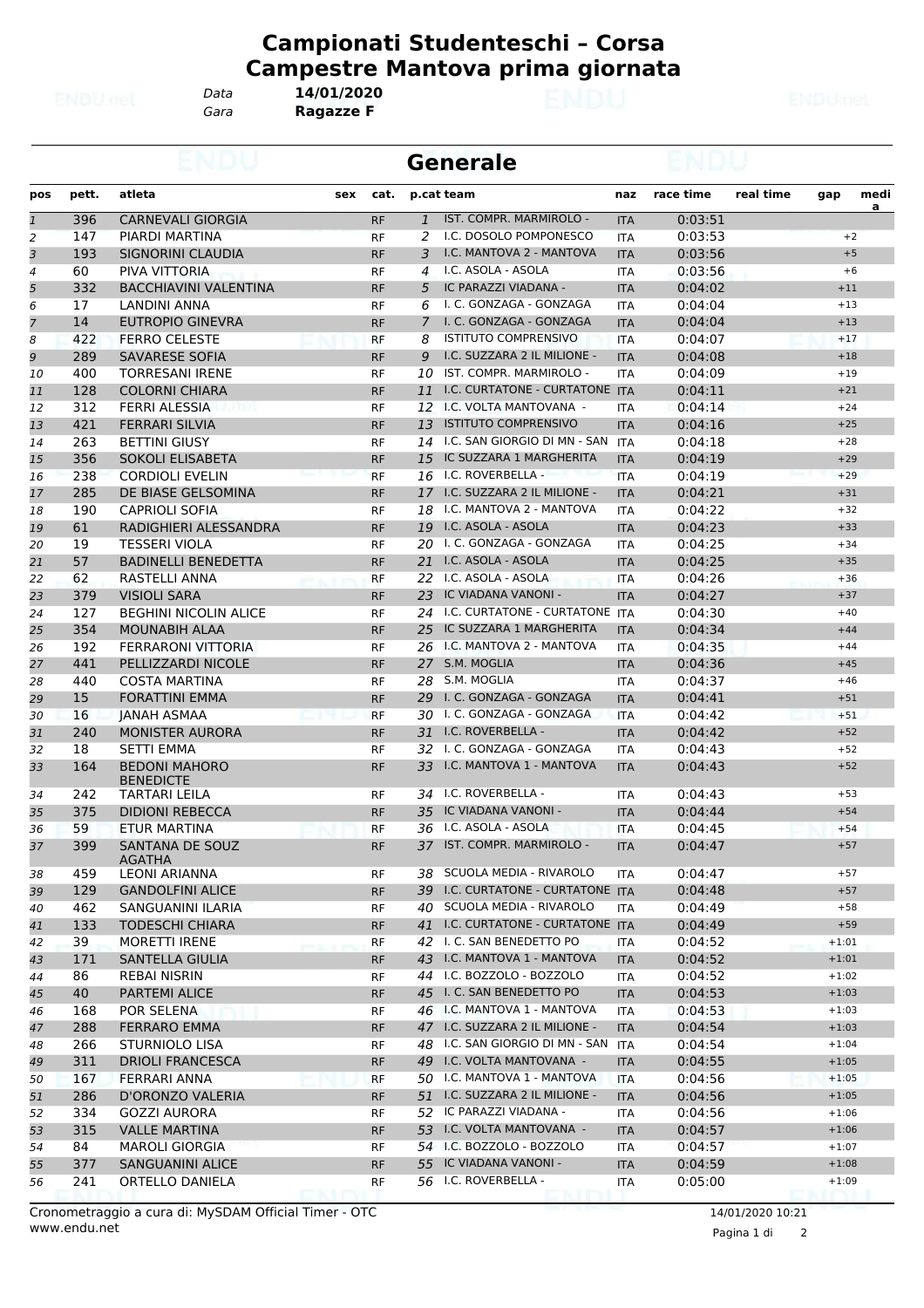# Campionati Studenteschi – Corsa Campestre Mantova prima giornata

Data **14/01/2020**
Gara **Ragazze F**

## Generale

| pos | pett. | atleta | sex | cat. | p.cat | team | naz | race time | real time | gap | media |
|---|---|---|---|---|---|---|---|---|---|---|---|
| 1 | 396 | CARNEVALI GIORGIA | | RF | 1 | IST. COMPR. MARMIROLO - | ITA | 0:03:51 | | | |
| 2 | 147 | PIARDI MARTINA | | RF | 2 | I.C. DOSOLO POMPONESCO | ITA | 0:03:53 | | +2 | |
| 3 | 193 | SIGNORINI CLAUDIA | | RF | 3 | I.C. MANTOVA 2 - MANTOVA | ITA | 0:03:56 | | +5 | |
| 4 | 60 | PIVA VITTORIA | | RF | 4 | I.C. ASOLA - ASOLA | ITA | 0:03:56 | | +6 | |
| 5 | 332 | BACCHIAVINI VALENTINA | | RF | 5 | IC PARAZZI VIADANA - | ITA | 0:04:02 | | +11 | |
| 6 | 17 | LANDINI ANNA | | RF | 6 | I. C. GONZAGA - GONZAGA | ITA | 0:04:04 | | +13 | |
| 7 | 14 | EUTROPIO GINEVRA | | RF | 7 | I. C. GONZAGA - GONZAGA | ITA | 0:04:04 | | +13 | |
| 8 | 422 | FERRO CELESTE | | RF | 8 | ISTITUTO COMPRENSIVO | ITA | 0:04:07 | | +17 | |
| 9 | 289 | SAVARESE SOFIA | | RF | 9 | I.C. SUZZARA 2 IL MILIONE - | ITA | 0:04:08 | | +18 | |
| 10 | 400 | TORRESANI IRENE | | RF | 10 | IST. COMPR. MARMIROLO - | ITA | 0:04:09 | | +19 | |
| 11 | 128 | COLORNI CHIARA | | RF | 11 | I.C. CURTATONE - CURTATONE | ITA | 0:04:11 | | +21 | |
| 12 | 312 | FERRI ALESSIA | | RF | 12 | I.C. VOLTA MANTOVANA - | ITA | 0:04:14 | | +24 | |
| 13 | 421 | FERRARI SILVIA | | RF | 13 | ISTITUTO COMPRENSIVO | ITA | 0:04:16 | | +25 | |
| 14 | 263 | BETTINI GIUSY | | RF | 14 | I.C. SAN GIORGIO DI MN - SAN | ITA | 0:04:18 | | +28 | |
| 15 | 356 | SOKOLI ELISABETA | | RF | 15 | IC SUZZARA 1 MARGHERITA | ITA | 0:04:19 | | +29 | |
| 16 | 238 | CORDIOLI EVELIN | | RF | 16 | I.C. ROVERBELLA - | ITA | 0:04:19 | | +29 | |
| 17 | 285 | DE BIASE GELSOMINA | | RF | 17 | I.C. SUZZARA 2 IL MILIONE - | ITA | 0:04:21 | | +31 | |
| 18 | 190 | CAPRIOLI SOFIA | | RF | 18 | I.C. MANTOVA 2 - MANTOVA | ITA | 0:04:22 | | +32 | |
| 19 | 61 | RADIGHIERI ALESSANDRA | | RF | 19 | I.C. ASOLA - ASOLA | ITA | 0:04:23 | | +33 | |
| 20 | 19 | TESSERI VIOLA | | RF | 20 | I. C. GONZAGA - GONZAGA | ITA | 0:04:25 | | +34 | |
| 21 | 57 | BADINELLI BENEDETTA | | RF | 21 | I.C. ASOLA - ASOLA | ITA | 0:04:25 | | +35 | |
| 22 | 62 | RASTELLI ANNA | | RF | 22 | I.C. ASOLA - ASOLA | ITA | 0:04:26 | | +36 | |
| 23 | 379 | VISIOLI SARA | | RF | 23 | IC VIADANA VANONI - | ITA | 0:04:27 | | +37 | |
| 24 | 127 | BEGHINI NICOLIN ALICE | | RF | 24 | I.C. CURTATONE - CURTATONE | ITA | 0:04:30 | | +40 | |
| 25 | 354 | MOUNABIH ALAA | | RF | 25 | IC SUZZARA 1 MARGHERITA | ITA | 0:04:34 | | +44 | |
| 26 | 192 | FERRARONI VITTORIA | | RF | 26 | I.C. MANTOVA 2 - MANTOVA | ITA | 0:04:35 | | +44 | |
| 27 | 441 | PELLIZZARDI NICOLE | | RF | 27 | S.M. MOGLIA | ITA | 0:04:36 | | +45 | |
| 28 | 440 | COSTA MARTINA | | RF | 28 | S.M. MOGLIA | ITA | 0:04:37 | | +46 | |
| 29 | 15 | FORATTINI EMMA | | RF | 29 | I. C. GONZAGA - GONZAGA | ITA | 0:04:41 | | +51 | |
| 30 | 16 | JANAH ASMAA | | RF | 30 | I. C. GONZAGA - GONZAGA | ITA | 0:04:42 | | +51 | |
| 31 | 240 | MONISTER AURORA | | RF | 31 | I.C. ROVERBELLA - | ITA | 0:04:42 | | +52 | |
| 32 | 18 | SETTI EMMA | | RF | 32 | I. C. GONZAGA - GONZAGA | ITA | 0:04:43 | | +52 | |
| 33 | 164 | BEDONI MAHORO BENEDICTE | | RF | 33 | I.C. MANTOVA 1 - MANTOVA | ITA | 0:04:43 | | +52 | |
| 34 | 242 | TARTARI LEILA | | RF | 34 | I.C. ROVERBELLA - | ITA | 0:04:43 | | +53 | |
| 35 | 375 | DIDIONI REBECCA | | RF | 35 | IC VIADANA VANONI - | ITA | 0:04:44 | | +54 | |
| 36 | 59 | ETUR MARTINA | | RF | 36 | I.C. ASOLA - ASOLA | ITA | 0:04:45 | | +54 | |
| 37 | 399 | SANTANA DE SOUZ AGATHA | | RF | 37 | IST. COMPR. MARMIROLO - | ITA | 0:04:47 | | +57 | |
| 38 | 459 | LEONI ARIANNA | | RF | 38 | SCUOLA MEDIA - RIVAROLO | ITA | 0:04:47 | | +57 | |
| 39 | 129 | GANDOLFINI ALICE | | RF | 39 | I.C. CURTATONE - CURTATONE | ITA | 0:04:48 | | +57 | |
| 40 | 462 | SANGUANINI ILARIA | | RF | 40 | SCUOLA MEDIA - RIVAROLO | ITA | 0:04:49 | | +58 | |
| 41 | 133 | TODESCHI CHIARA | | RF | 41 | I.C. CURTATONE - CURTATONE | ITA | 0:04:49 | | +59 | |
| 42 | 39 | MORETTI IRENE | | RF | 42 | I. C. SAN BENEDETTO PO | ITA | 0:04:52 | | +1:01 | |
| 43 | 171 | SANTELLA GIULIA | | RF | 43 | I.C. MANTOVA 1 - MANTOVA | ITA | 0:04:52 | | +1:01 | |
| 44 | 86 | REBAI NISRIN | | RF | 44 | I.C. BOZZOLO - BOZZOLO | ITA | 0:04:52 | | +1:02 | |
| 45 | 40 | PARTEMI ALICE | | RF | 45 | I. C. SAN BENEDETTO PO | ITA | 0:04:53 | | +1:03 | |
| 46 | 168 | POR SELENA | | RF | 46 | I.C. MANTOVA 1 - MANTOVA | ITA | 0:04:53 | | +1:03 | |
| 47 | 288 | FERRARO EMMA | | RF | 47 | I.C. SUZZARA 2 IL MILIONE - | ITA | 0:04:54 | | +1:03 | |
| 48 | 266 | STURNIOLO LISA | | RF | 48 | I.C. SAN GIORGIO DI MN - SAN | ITA | 0:04:54 | | +1:04 | |
| 49 | 311 | DRIOLI FRANCESCA | | RF | 49 | I.C. VOLTA MANTOVANA - | ITA | 0:04:55 | | +1:05 | |
| 50 | 167 | FERRARI ANNA | | RF | 50 | I.C. MANTOVA 1 - MANTOVA | ITA | 0:04:56 | | +1:05 | |
| 51 | 286 | D'ORONZO VALERIA | | RF | 51 | I.C. SUZZARA 2 IL MILIONE - | ITA | 0:04:56 | | +1:05 | |
| 52 | 334 | GOZZI AURORA | | RF | 52 | IC PARAZZI VIADANA - | ITA | 0:04:56 | | +1:06 | |
| 53 | 315 | VALLE MARTINA | | RF | 53 | I.C. VOLTA MANTOVANA - | ITA | 0:04:57 | | +1:06 | |
| 54 | 84 | MAROLI GIORGIA | | RF | 54 | I.C. BOZZOLO - BOZZOLO | ITA | 0:04:57 | | +1:07 | |
| 55 | 377 | SANGUANINI ALICE | | RF | 55 | IC VIADANA VANONI - | ITA | 0:04:59 | | +1:08 | |
| 56 | 241 | ORTELLO DANIELA | | RF | 56 | I.C. ROVERBELLA - | ITA | 0:05:00 | | +1:09 | |

Cronometraggio a cura di: MySDAM Official Timer - OTC
www.endu.net

14/01/2020 10:21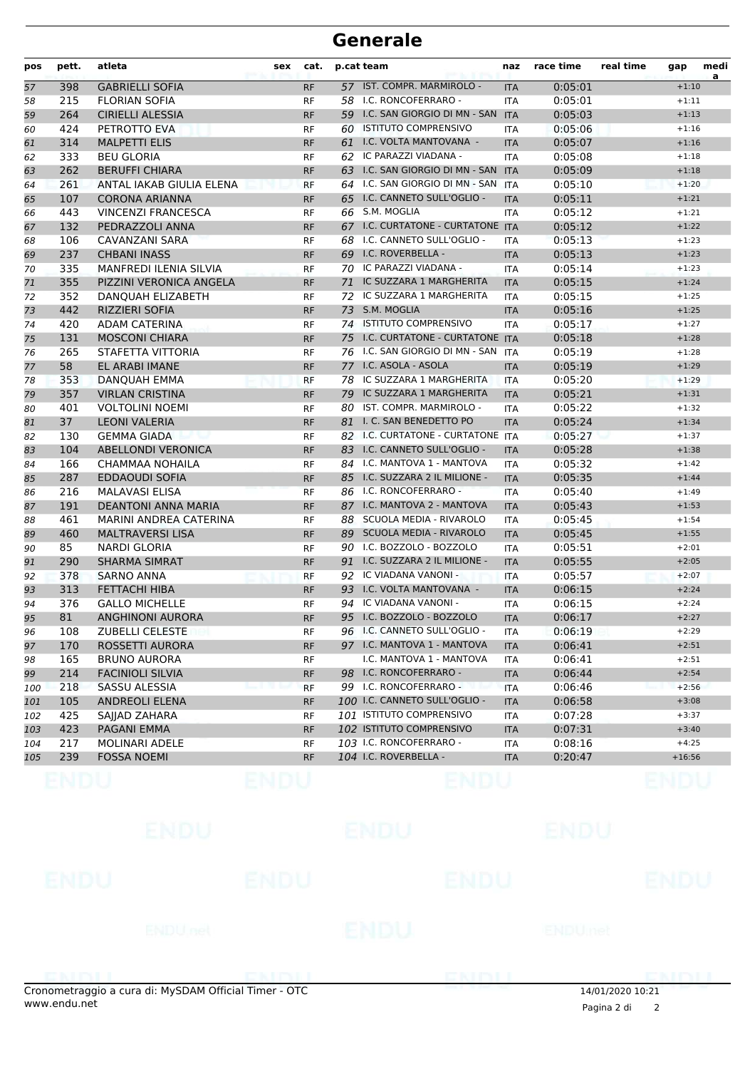# Generale

| pos | pett. | atleta | sex | cat. | p.cat | team | naz | race time | real time | gap | media |
|---|---|---|---|---|---|---|---|---|---|---|---|
| 57 | 398 | GABRIELLI SOFIA | | RF | 57 | IST. COMPR. MARMIROLO - | ITA | 0:05:01 | | +1:10 | |
| 58 | 215 | FLORIAN SOFIA | | RF | 58 | I.C. RONCOFERRARO - | ITA | 0:05:01 | | +1:11 | |
| 59 | 264 | CIRIELLI ALESSIA | | RF | 59 | I.C. SAN GIORGIO DI MN - SAN | ITA | 0:05:03 | | +1:13 | |
| 60 | 424 | PETROTTO EVA | | RF | 60 | ISTITUTO COMPRENSIVO | ITA | 0:05:06 | | +1:16 | |
| 61 | 314 | MALPETTI ELIS | | RF | 61 | I.C. VOLTA MANTOVANA - | ITA | 0:05:07 | | +1:16 | |
| 62 | 333 | BEU GLORIA | | RF | 62 | IC PARAZZI VIADANA - | ITA | 0:05:08 | | +1:18 | |
| 63 | 262 | BERUFFI CHIARA | | RF | 63 | I.C. SAN GIORGIO DI MN - SAN | ITA | 0:05:09 | | +1:18 | |
| 64 | 261 | ANTAL IAKAB GIULIA ELENA | | RF | 64 | I.C. SAN GIORGIO DI MN - SAN | ITA | 0:05:10 | | +1:20 | |
| 65 | 107 | CORONA ARIANNA | | RF | 65 | I.C. CANNETO SULL'OGLIO - | ITA | 0:05:11 | | +1:21 | |
| 66 | 443 | VINCENZI FRANCESCA | | RF | 66 | S.M. MOGLIA | ITA | 0:05:12 | | +1:21 | |
| 67 | 132 | PEDRAZZOLI ANNA | | RF | 67 | I.C. CURTATONE - CURTATONE | ITA | 0:05:12 | | +1:22 | |
| 68 | 106 | CAVANZANI SARA | | RF | 68 | I.C. CANNETO SULL'OGLIO - | ITA | 0:05:13 | | +1:23 | |
| 69 | 237 | CHBANI INASS | | RF | 69 | I.C. ROVERBELLA - | ITA | 0:05:13 | | +1:23 | |
| 70 | 335 | MANFREDI ILENIA SILVIA | | RF | 70 | IC PARAZZI VIADANA - | ITA | 0:05:14 | | +1:23 | |
| 71 | 355 | PIZZINI VERONICA ANGELA | | RF | 71 | IC SUZZARA 1 MARGHERITA | ITA | 0:05:15 | | +1:24 | |
| 72 | 352 | DANQUAH ELIZABETH | | RF | 72 | IC SUZZARA 1 MARGHERITA | ITA | 0:05:15 | | +1:25 | |
| 73 | 442 | RIZZIERI SOFIA | | RF | 73 | S.M. MOGLIA | ITA | 0:05:16 | | +1:25 | |
| 74 | 420 | ADAM CATERINA | | RF | 74 | ISTITUTO COMPRENSIVO | ITA | 0:05:17 | | +1:27 | |
| 75 | 131 | MOSCONI CHIARA | | RF | 75 | I.C. CURTATONE - CURTATONE | ITA | 0:05:18 | | +1:28 | |
| 76 | 265 | STAFETTA VITTORIA | | RF | 76 | I.C. SAN GIORGIO DI MN - SAN | ITA | 0:05:19 | | +1:28 | |
| 77 | 58 | EL ARABI IMANE | | RF | 77 | I.C. ASOLA - ASOLA | ITA | 0:05:19 | | +1:29 | |
| 78 | 353 | DANQUAH EMMA | | RF | 78 | IC SUZZARA 1 MARGHERITA | ITA | 0:05:20 | | +1:29 | |
| 79 | 357 | VIRLAN CRISTINA | | RF | 79 | IC SUZZARA 1 MARGHERITA | ITA | 0:05:21 | | +1:31 | |
| 80 | 401 | VOLTOLINI NOEMI | | RF | 80 | IST. COMPR. MARMIROLO - | ITA | 0:05:22 | | +1:32 | |
| 81 | 37 | LEONI VALERIA | | RF | 81 | I. C. SAN BENEDETTO PO | ITA | 0:05:24 | | +1:34 | |
| 82 | 130 | GEMMA GIADA | | RF | 82 | I.C. CURTATONE - CURTATONE | ITA | 0:05:27 | | +1:37 | |
| 83 | 104 | ABELLONDI VERONICA | | RF | 83 | I.C. CANNETO SULL'OGLIO - | ITA | 0:05:28 | | +1:38 | |
| 84 | 166 | CHAMMAA NOHAILA | | RF | 84 | I.C. MANTOVA 1 - MANTOVA | ITA | 0:05:32 | | +1:42 | |
| 85 | 287 | EDDAOUDI SOFIA | | RF | 85 | I.C. SUZZARA 2 IL MILIONE - | ITA | 0:05:35 | | +1:44 | |
| 86 | 216 | MALAVASI ELISA | | RF | 86 | I.C. RONCOFERRARO - | ITA | 0:05:40 | | +1:49 | |
| 87 | 191 | DEANTONI ANNA MARIA | | RF | 87 | I.C. MANTOVA 2 - MANTOVA | ITA | 0:05:43 | | +1:53 | |
| 88 | 461 | MARINI ANDREA CATERINA | | RF | 88 | SCUOLA MEDIA - RIVAROLO | ITA | 0:05:45 | | +1:54 | |
| 89 | 460 | MALTRAVERSI LISA | | RF | 89 | SCUOLA MEDIA - RIVAROLO | ITA | 0:05:45 | | +1:55 | |
| 90 | 85 | NARDI GLORIA | | RF | 90 | I.C. BOZZOLO - BOZZOLO | ITA | 0:05:51 | | +2:01 | |
| 91 | 290 | SHARMA SIMRAT | | RF | 91 | I.C. SUZZARA 2 IL MILIONE - | ITA | 0:05:55 | | +2:05 | |
| 92 | 378 | SARNO ANNA | | RF | 92 | IC VIADANA VANONI - | ITA | 0:05:57 | | +2:07 | |
| 93 | 313 | FETTACHI HIBA | | RF | 93 | I.C. VOLTA MANTOVANA - | ITA | 0:06:15 | | +2:24 | |
| 94 | 376 | GALLO MICHELLE | | RF | 94 | IC VIADANA VANONI - | ITA | 0:06:15 | | +2:24 | |
| 95 | 81 | ANGHINONI AURORA | | RF | 95 | I.C. BOZZOLO - BOZZOLO | ITA | 0:06:17 | | +2:27 | |
| 96 | 108 | ZUBELLI CELESTE | | RF | 96 | I.C. CANNETO SULL'OGLIO - | ITA | 0:06:19 | | +2:29 | |
| 97 | 170 | ROSSETTI AURORA | | RF | 97 | I.C. MANTOVA 1 - MANTOVA | ITA | 0:06:41 | | +2:51 | |
| 98 | 165 | BRUNO AURORA | | RF | | I.C. MANTOVA 1 - MANTOVA | ITA | 0:06:41 | | +2:51 | |
| 99 | 214 | FACINIOLI SILVIA | | RF | 98 | I.C. RONCOFERRARO - | ITA | 0:06:44 | | +2:54 | |
| 100 | 218 | SASSU ALESSIA | | RF | 99 | I.C. RONCOFERRARO - | ITA | 0:06:46 | | +2:56 | |
| 101 | 105 | ANDREOLI ELENA | | RF | 100 | I.C. CANNETO SULL'OGLIO - | ITA | 0:06:58 | | +3:08 | |
| 102 | 425 | SAJJAD ZAHARA | | RF | 101 | ISTITUTO COMPRENSIVO | ITA | 0:07:28 | | +3:37 | |
| 103 | 423 | PAGANI EMMA | | RF | 102 | ISTITUTO COMPRENSIVO | ITA | 0:07:31 | | +3:40 | |
| 104 | 217 | MOLINARI ADELE | | RF | 103 | I.C. RONCOFERRARO - | ITA | 0:08:16 | | +4:25 | |
| 105 | 239 | FOSSA NOEMI | | RF | 104 | I.C. ROVERBELLA - | ITA | 0:20:47 | | +16:56 | |

Cronometraggio a cura di: MySDAM Official Timer - OTC
www.endu.net

14/01/2020 10:21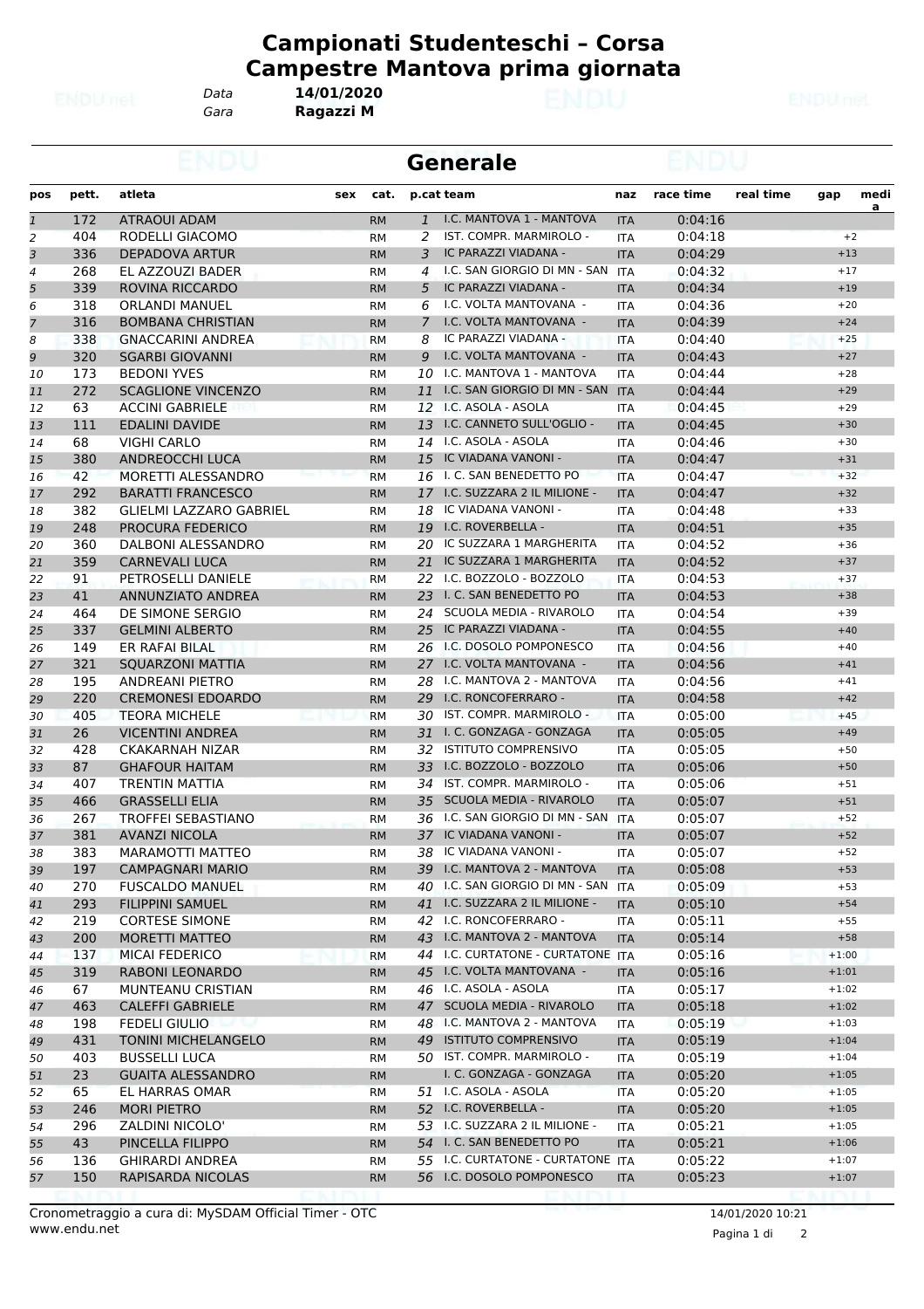# Campionati Studenteschi – Corsa Campestre Mantova prima giornata

*Data* **14/01/2020**
*Gara* **Ragazzi M**

## Generale

| pos | pett. | atleta | sex | cat. | p.cat | team | naz | race time | real time | gap | media |
|---|---|---|---|---|---|---|---|---|---|---|---|
| 1 | 172 | ATRAOUI ADAM | | RM | 1 | I.C. MANTOVA 1 - MANTOVA | ITA | 0:04:16 | | | |
| 2 | 404 | RODELLI GIACOMO | | RM | 2 | IST. COMPR. MARMIROLO - | ITA | 0:04:18 | | +2 | |
| 3 | 336 | DEPADOVA ARTUR | | RM | 3 | IC PARAZZI VIADANA - | ITA | 0:04:29 | | +13 | |
| 4 | 268 | EL AZZOUZI BADER | | RM | 4 | I.C. SAN GIORGIO DI MN - SAN | ITA | 0:04:32 | | +17 | |
| 5 | 339 | ROVINA RICCARDO | | RM | 5 | IC PARAZZI VIADANA - | ITA | 0:04:34 | | +19 | |
| 6 | 318 | ORLANDI MANUEL | | RM | 6 | I.C. VOLTA MANTOVANA - | ITA | 0:04:36 | | +20 | |
| 7 | 316 | BOMBANA CHRISTIAN | | RM | 7 | I.C. VOLTA MANTOVANA - | ITA | 0:04:39 | | +24 | |
| 8 | 338 | GNACCARINI ANDREA | | RM | 8 | IC PARAZZI VIADANA - | ITA | 0:04:40 | | +25 | |
| 9 | 320 | SGARBI GIOVANNI | | RM | 9 | I.C. VOLTA MANTOVANA - | ITA | 0:04:43 | | +27 | |
| 10 | 173 | BEDONI YVES | | RM | 10 | I.C. MANTOVA 1 - MANTOVA | ITA | 0:04:44 | | +28 | |
| 11 | 272 | SCAGLIONE VINCENZO | | RM | 11 | I.C. SAN GIORGIO DI MN - SAN | ITA | 0:04:44 | | +29 | |
| 12 | 63 | ACCINI GABRIELE | | RM | 12 | I.C. ASOLA - ASOLA | ITA | 0:04:45 | | +29 | |
| 13 | 111 | EDALINI DAVIDE | | RM | 13 | I.C. CANNETO SULL'OGLIO - | ITA | 0:04:45 | | +30 | |
| 14 | 68 | VIGHI CARLO | | RM | 14 | I.C. ASOLA - ASOLA | ITA | 0:04:46 | | +30 | |
| 15 | 380 | ANDREOCCHI LUCA | | RM | 15 | IC VIADANA VANONI - | ITA | 0:04:47 | | +31 | |
| 16 | 42 | MORETTI ALESSANDRO | | RM | 16 | I. C. SAN BENEDETTO PO | ITA | 0:04:47 | | +32 | |
| 17 | 292 | BARATTI FRANCESCO | | RM | 17 | I.C. SUZZARA 2 IL MILIONE - | ITA | 0:04:47 | | +32 | |
| 18 | 382 | GLIELMI LAZZARO GABRIEL | | RM | 18 | IC VIADANA VANONI - | ITA | 0:04:48 | | +33 | |
| 19 | 248 | PROCURA FEDERICO | | RM | 19 | I.C. ROVERBELLA - | ITA | 0:04:51 | | +35 | |
| 20 | 360 | DALBONI ALESSANDRO | | RM | 20 | IC SUZZARA 1 MARGHERITA | ITA | 0:04:52 | | +36 | |
| 21 | 359 | CARNEVALI LUCA | | RM | 21 | IC SUZZARA 1 MARGHERITA | ITA | 0:04:52 | | +37 | |
| 22 | 91 | PETROSELLI DANIELE | | RM | 22 | I.C. BOZZOLO - BOZZOLO | ITA | 0:04:53 | | +37 | |
| 23 | 41 | ANNUNZIATO ANDREA | | RM | 23 | I. C. SAN BENEDETTO PO | ITA | 0:04:53 | | +38 | |
| 24 | 464 | DE SIMONE SERGIO | | RM | 24 | SCUOLA MEDIA - RIVAROLO | ITA | 0:04:54 | | +39 | |
| 25 | 337 | GELMINI ALBERTO | | RM | 25 | IC PARAZZI VIADANA - | ITA | 0:04:55 | | +40 | |
| 26 | 149 | ER RAFAI BILAL | | RM | 26 | I.C. DOSOLO POMPONESCO | ITA | 0:04:56 | | +40 | |
| 27 | 321 | SQUARZONI MATTIA | | RM | 27 | I.C. VOLTA MANTOVANA - | ITA | 0:04:56 | | +41 | |
| 28 | 195 | ANDREANI PIETRO | | RM | 28 | I.C. MANTOVA 2 - MANTOVA | ITA | 0:04:56 | | +41 | |
| 29 | 220 | CREMONESI EDOARDO | | RM | 29 | I.C. RONCOFERRARO - | ITA | 0:04:58 | | +42 | |
| 30 | 405 | TEORA MICHELE | | RM | 30 | IST. COMPR. MARMIROLO - | ITA | 0:05:00 | | +45 | |
| 31 | 26 | VICENTINI ANDREA | | RM | 31 | I. C. GONZAGA - GONZAGA | ITA | 0:05:05 | | +49 | |
| 32 | 428 | CKAKARNAH NIZAR | | RM | 32 | ISTITUTO COMPRENSIVO | ITA | 0:05:05 | | +50 | |
| 33 | 87 | GHAFOUR HAITAM | | RM | 33 | I.C. BOZZOLO - BOZZOLO | ITA | 0:05:06 | | +50 | |
| 34 | 407 | TRENTIN MATTIA | | RM | 34 | IST. COMPR. MARMIROLO - | ITA | 0:05:06 | | +51 | |
| 35 | 466 | GRASSELLI ELIA | | RM | 35 | SCUOLA MEDIA - RIVAROLO | ITA | 0:05:07 | | +51 | |
| 36 | 267 | TROFFEI SEBASTIANO | | RM | 36 | I.C. SAN GIORGIO DI MN - SAN | ITA | 0:05:07 | | +52 | |
| 37 | 381 | AVANZI NICOLA | | RM | 37 | IC VIADANA VANONI - | ITA | 0:05:07 | | +52 | |
| 38 | 383 | MARAMOTTI MATTEO | | RM | 38 | IC VIADANA VANONI - | ITA | 0:05:07 | | +52 | |
| 39 | 197 | CAMPAGNARI MARIO | | RM | 39 | I.C. MANTOVA 2 - MANTOVA | ITA | 0:05:08 | | +53 | |
| 40 | 270 | FUSCALDO MANUEL | | RM | 40 | I.C. SAN GIORGIO DI MN - SAN | ITA | 0:05:09 | | +53 | |
| 41 | 293 | FILIPPINI SAMUEL | | RM | 41 | I.C. SUZZARA 2 IL MILIONE - | ITA | 0:05:10 | | +54 | |
| 42 | 219 | CORTESE SIMONE | | RM | 42 | I.C. RONCOFERRARO - | ITA | 0:05:11 | | +55 | |
| 43 | 200 | MORETTI MATTEO | | RM | 43 | I.C. MANTOVA 2 - MANTOVA | ITA | 0:05:14 | | +58 | |
| 44 | 137 | MICAI FEDERICO | | RM | 44 | I.C. CURTATONE - CURTATONE | ITA | 0:05:16 | | +1:00 | |
| 45 | 319 | RABONI LEONARDO | | RM | 45 | I.C. VOLTA MANTOVANA - | ITA | 0:05:16 | | +1:01 | |
| 46 | 67 | MUNTEANU CRISTIAN | | RM | 46 | I.C. ASOLA - ASOLA | ITA | 0:05:17 | | +1:02 | |
| 47 | 463 | CALEFFI GABRIELE | | RM | 47 | SCUOLA MEDIA - RIVAROLO | ITA | 0:05:18 | | +1:02 | |
| 48 | 198 | FEDELI GIULIO | | RM | 48 | I.C. MANTOVA 2 - MANTOVA | ITA | 0:05:19 | | +1:03 | |
| 49 | 431 | TONINI MICHELANGELO | | RM | 49 | ISTITUTO COMPRENSIVO | ITA | 0:05:19 | | +1:04 | |
| 50 | 403 | BUSSELLI LUCA | | RM | 50 | IST. COMPR. MARMIROLO - | ITA | 0:05:19 | | +1:04 | |
| 51 | 23 | GUAITA ALESSANDRO | | RM | | I. C. GONZAGA - GONZAGA | ITA | 0:05:20 | | +1:05 | |
| 52 | 65 | EL HARRAS OMAR | | RM | 51 | I.C. ASOLA - ASOLA | ITA | 0:05:20 | | +1:05 | |
| 53 | 246 | MORI PIETRO | | RM | 52 | I.C. ROVERBELLA - | ITA | 0:05:20 | | +1:05 | |
| 54 | 296 | ZALDINI NICOLO' | | RM | 53 | I.C. SUZZARA 2 IL MILIONE - | ITA | 0:05:21 | | +1:05 | |
| 55 | 43 | PINCELLA FILIPPO | | RM | 54 | I. C. SAN BENEDETTO PO | ITA | 0:05:21 | | +1:06 | |
| 56 | 136 | GHIRARDI ANDREA | | RM | 55 | I.C. CURTATONE - CURTATONE | ITA | 0:05:22 | | +1:07 | |
| 57 | 150 | RAPISARDA NICOLAS | | RM | 56 | I.C. DOSOLO POMPONESCO | ITA | 0:05:23 | | +1:07 | |

Cronometraggio a cura di: MySDAM Official Timer - OTC
www.endu.net

14/01/2020 10:21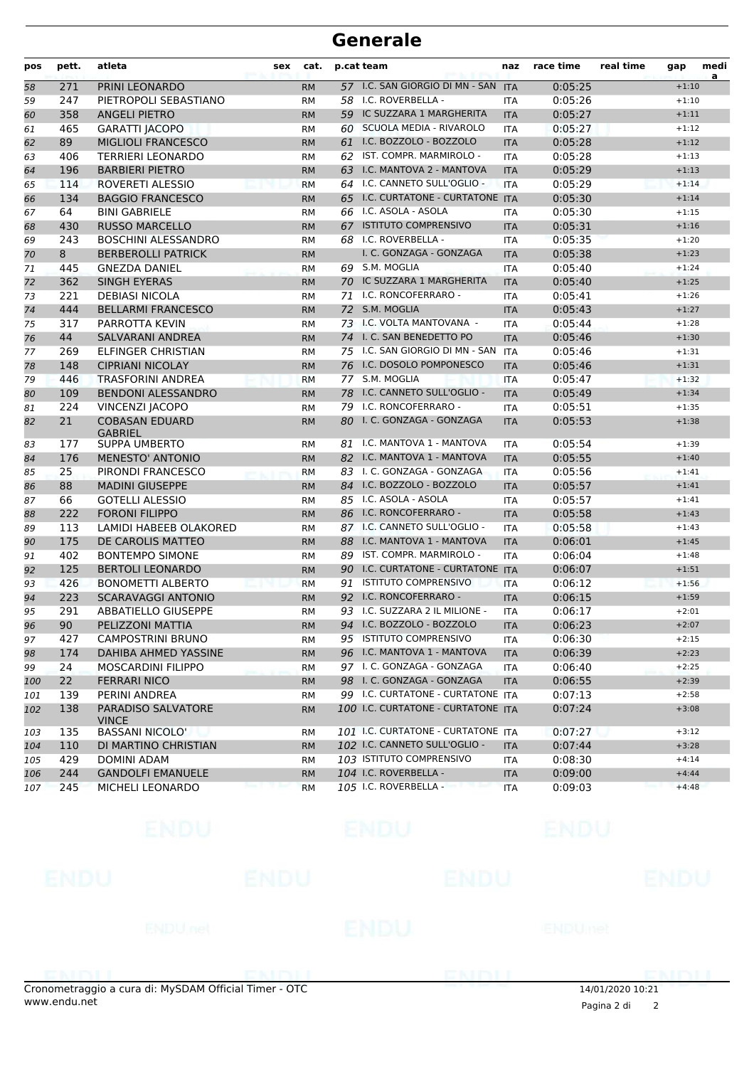# Generale

| pos | pett. | atleta | sex | cat. | p.cat | team | naz | race time | real time | gap | media |
|---|---|---|---|---|---|---|---|---|---|---|---|
| 58 | 271 | PRINI LEONARDO | | RM | 57 | I.C. SAN GIORGIO DI MN - SAN | ITA | 0:05:25 | | +1:10 | |
| 59 | 247 | PIETROPOLI SEBASTIANO | | RM | 58 | I.C. ROVERBELLA - | ITA | 0:05:26 | | +1:10 | |
| 60 | 358 | ANGELI PIETRO | | RM | 59 | IC SUZZARA 1 MARGHERITA | ITA | 0:05:27 | | +1:11 | |
| 61 | 465 | GARATTI JACOPO | | RM | 60 | SCUOLA MEDIA - RIVAROLO | ITA | 0:05:27 | | +1:12 | |
| 62 | 89 | MIGLIOLI FRANCESCO | | RM | 61 | I.C. BOZZOLO - BOZZOLO | ITA | 0:05:28 | | +1:12 | |
| 63 | 406 | TERRIERI LEONARDO | | RM | 62 | IST. COMPR. MARMIROLO - | ITA | 0:05:28 | | +1:13 | |
| 64 | 196 | BARBIERI PIETRO | | RM | 63 | I.C. MANTOVA 2 - MANTOVA | ITA | 0:05:29 | | +1:13 | |
| 65 | 114 | ROVERETI ALESSIO | | RM | 64 | I.C. CANNETO SULL'OGLIO - | ITA | 0:05:29 | | +1:14 | |
| 66 | 134 | BAGGIO FRANCESCO | | RM | 65 | I.C. CURTATONE - CURTATONE | ITA | 0:05:30 | | +1:14 | |
| 67 | 64 | BINI GABRIELE | | RM | 66 | I.C. ASOLA - ASOLA | ITA | 0:05:30 | | +1:15 | |
| 68 | 430 | RUSSO MARCELLO | | RM | 67 | ISTITUTO COMPRENSIVO | ITA | 0:05:31 | | +1:16 | |
| 69 | 243 | BOSCHINI ALESSANDRO | | RM | 68 | I.C. ROVERBELLA - | ITA | 0:05:35 | | +1:20 | |
| 70 | 8 | BERBEROLLI PATRICK | | RM | | I. C. GONZAGA - GONZAGA | ITA | 0:05:38 | | +1:23 | |
| 71 | 445 | GNEZDA DANIEL | | RM | 69 | S.M. MOGLIA | ITA | 0:05:40 | | +1:24 | |
| 72 | 362 | SINGH EYERAS | | RM | 70 | IC SUZZARA 1 MARGHERITA | ITA | 0:05:40 | | +1:25 | |
| 73 | 221 | DEBIASI NICOLA | | RM | 71 | I.C. RONCOFERRARO - | ITA | 0:05:41 | | +1:26 | |
| 74 | 444 | BELLARMI FRANCESCO | | RM | 72 | S.M. MOGLIA | ITA | 0:05:43 | | +1:27 | |
| 75 | 317 | PARROTTA KEVIN | | RM | 73 | I.C. VOLTA MANTOVANA - | ITA | 0:05:44 | | +1:28 | |
| 76 | 44 | SALVARANI ANDREA | | RM | 74 | I. C. SAN BENEDETTO PO | ITA | 0:05:46 | | +1:30 | |
| 77 | 269 | ELFINGER CHRISTIAN | | RM | 75 | I.C. SAN GIORGIO DI MN - SAN | ITA | 0:05:46 | | +1:31 | |
| 78 | 148 | CIPRIANI NICOLAY | | RM | 76 | I.C. DOSOLO POMPONESCO | ITA | 0:05:46 | | +1:31 | |
| 79 | 446 | TRASFORINI ANDREA | | RM | 77 | S.M. MOGLIA | ITA | 0:05:47 | | +1:32 | |
| 80 | 109 | BENDONI ALESSANDRO | | RM | 78 | I.C. CANNETO SULL'OGLIO - | ITA | 0:05:49 | | +1:34 | |
| 81 | 224 | VINCENZI JACOPO | | RM | 79 | I.C. RONCOFERRARO - | ITA | 0:05:51 | | +1:35 | |
| 82 | 21 | COBASAN EDUARD GABRIEL | | RM | 80 | I. C. GONZAGA - GONZAGA | ITA | 0:05:53 | | +1:38 | |
| 83 | 177 | SUPPA UMBERTO | | RM | 81 | I.C. MANTOVA 1 - MANTOVA | ITA | 0:05:54 | | +1:39 | |
| 84 | 176 | MENESTO' ANTONIO | | RM | 82 | I.C. MANTOVA 1 - MANTOVA | ITA | 0:05:55 | | +1:40 | |
| 85 | 25 | PIRONDI FRANCESCO | | RM | 83 | I. C. GONZAGA - GONZAGA | ITA | 0:05:56 | | +1:41 | |
| 86 | 88 | MADINI GIUSEPPE | | RM | 84 | I.C. BOZZOLO - BOZZOLO | ITA | 0:05:57 | | +1:41 | |
| 87 | 66 | GOTELLI ALESSIO | | RM | 85 | I.C. ASOLA - ASOLA | ITA | 0:05:57 | | +1:41 | |
| 88 | 222 | FORONI FILIPPO | | RM | 86 | I.C. RONCOFERRARO - | ITA | 0:05:58 | | +1:43 | |
| 89 | 113 | LAMIDI HABEEB OLAKORED | | RM | 87 | I.C. CANNETO SULL'OGLIO - | ITA | 0:05:58 | | +1:43 | |
| 90 | 175 | DE CAROLIS MATTEO | | RM | 88 | I.C. MANTOVA 1 - MANTOVA | ITA | 0:06:01 | | +1:45 | |
| 91 | 402 | BONTEMPO SIMONE | | RM | 89 | IST. COMPR. MARMIROLO - | ITA | 0:06:04 | | +1:48 | |
| 92 | 125 | BERTOLI LEONARDO | | RM | 90 | I.C. CURTATONE - CURTATONE | ITA | 0:06:07 | | +1:51 | |
| 93 | 426 | BONOMETTI ALBERTO | | RM | 91 | ISTITUTO COMPRENSIVO | ITA | 0:06:12 | | +1:56 | |
| 94 | 223 | SCARAVAGGI ANTONIO | | RM | 92 | I.C. RONCOFERRARO - | ITA | 0:06:15 | | +1:59 | |
| 95 | 291 | ABBATIELLO GIUSEPPE | | RM | 93 | I.C. SUZZARA 2 IL MILIONE - | ITA | 0:06:17 | | +2:01 | |
| 96 | 90 | PELIZZONI MATTIA | | RM | 94 | I.C. BOZZOLO - BOZZOLO | ITA | 0:06:23 | | +2:07 | |
| 97 | 427 | CAMPOSTRINI BRUNO | | RM | 95 | ISTITUTO COMPRENSIVO | ITA | 0:06:30 | | +2:15 | |
| 98 | 174 | DAHIBA AHMED YASSINE | | RM | 96 | I.C. MANTOVA 1 - MANTOVA | ITA | 0:06:39 | | +2:23 | |
| 99 | 24 | MOSCARDINI FILIPPO | | RM | 97 | I. C. GONZAGA - GONZAGA | ITA | 0:06:40 | | +2:25 | |
| 100 | 22 | FERRARI NICO | | RM | 98 | I. C. GONZAGA - GONZAGA | ITA | 0:06:55 | | +2:39 | |
| 101 | 139 | PERINI ANDREA | | RM | 99 | I.C. CURTATONE - CURTATONE | ITA | 0:07:13 | | +2:58 | |
| 102 | 138 | PARADISO SALVATORE VINCE | | RM | 100 | I.C. CURTATONE - CURTATONE | ITA | 0:07:24 | | +3:08 | |
| 103 | 135 | BASSANI NICOLO' | | RM | 101 | I.C. CURTATONE - CURTATONE | ITA | 0:07:27 | | +3:12 | |
| 104 | 110 | DI MARTINO CHRISTIAN | | RM | 102 | I.C. CANNETO SULL'OGLIO - | ITA | 0:07:44 | | +3:28 | |
| 105 | 429 | DOMINI ADAM | | RM | 103 | ISTITUTO COMPRENSIVO | ITA | 0:08:30 | | +4:14 | |
| 106 | 244 | GANDOLFI EMANUELE | | RM | 104 | I.C. ROVERBELLA - | ITA | 0:09:00 | | +4:44 | |
| 107 | 245 | MICHELI LEONARDO | | RM | 105 | I.C. ROVERBELLA - | ITA | 0:09:03 | | +4:48 | |

Cronometraggio a cura di: MySDAM Official Timer - OTC
www.endu.net

14/01/2020 10:21